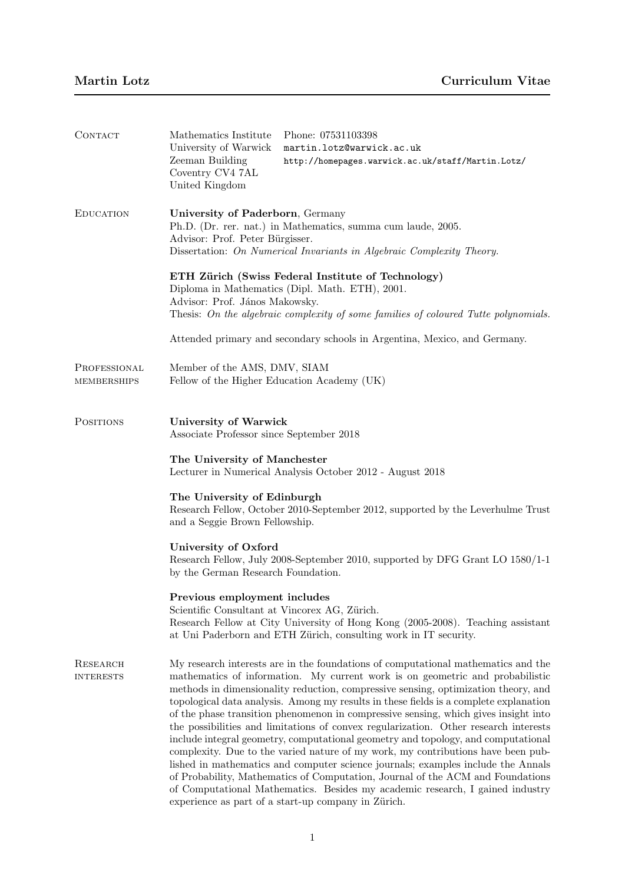# Martin Lotz — Curriculum Vitae

## Contact

Mathematics Institute
University of Warwick
Zeeman Building
Coventry CV4 7AL
United Kingdom

Phone: 07531103398
martin.lotz@warwick.ac.uk
http://homepages.warwick.ac.uk/staff/Martin.Lotz/

## Education

**University of Paderborn**, Germany
Ph.D. (Dr. rer. nat.) in Mathematics, summa cum laude, 2005.
Advisor: Prof. Peter Bürgisser.
Dissertation: *On Numerical Invariants in Algebraic Complexity Theory.*

**ETH Zürich (Swiss Federal Institute of Technology)**
Diploma in Mathematics (Dipl. Math. ETH), 2001.
Advisor: Prof. János Makowsky.
Thesis: *On the algebraic complexity of some families of coloured Tutte polynomials.*

Attended primary and secondary schools in Argentina, Mexico, and Germany.

## Professional memberships

Member of the AMS, DMV, SIAM
Fellow of the Higher Education Academy (UK)

## Positions

**University of Warwick**
Associate Professor since September 2018

**The University of Manchester**
Lecturer in Numerical Analysis October 2012 - August 2018

**The University of Edinburgh**
Research Fellow, October 2010-September 2012, supported by the Leverhulme Trust and a Seggie Brown Fellowship.

**University of Oxford**
Research Fellow, July 2008-September 2010, supported by DFG Grant LO 1580/1-1 by the German Research Foundation.

**Previous employment includes**
Scientific Consultant at Vincorex AG, Zürich.
Research Fellow at City University of Hong Kong (2005-2008). Teaching assistant at Uni Paderborn and ETH Zürich, consulting work in IT security.

## Research interests

My research interests are in the foundations of computational mathematics and the mathematics of information. My current work is on geometric and probabilistic methods in dimensionality reduction, compressive sensing, optimization theory, and topological data analysis. Among my results in these fields is a complete explanation of the phase transition phenomenon in compressive sensing, which gives insight into the possibilities and limitations of convex regularization. Other research interests include integral geometry, computational geometry and topology, and computational complexity. Due to the varied nature of my work, my contributions have been published in mathematics and computer science journals; examples include the Annals of Probability, Mathematics of Computation, Journal of the ACM and Foundations of Computational Mathematics. Besides my academic research, I gained industry experience as part of a start-up company in Zürich.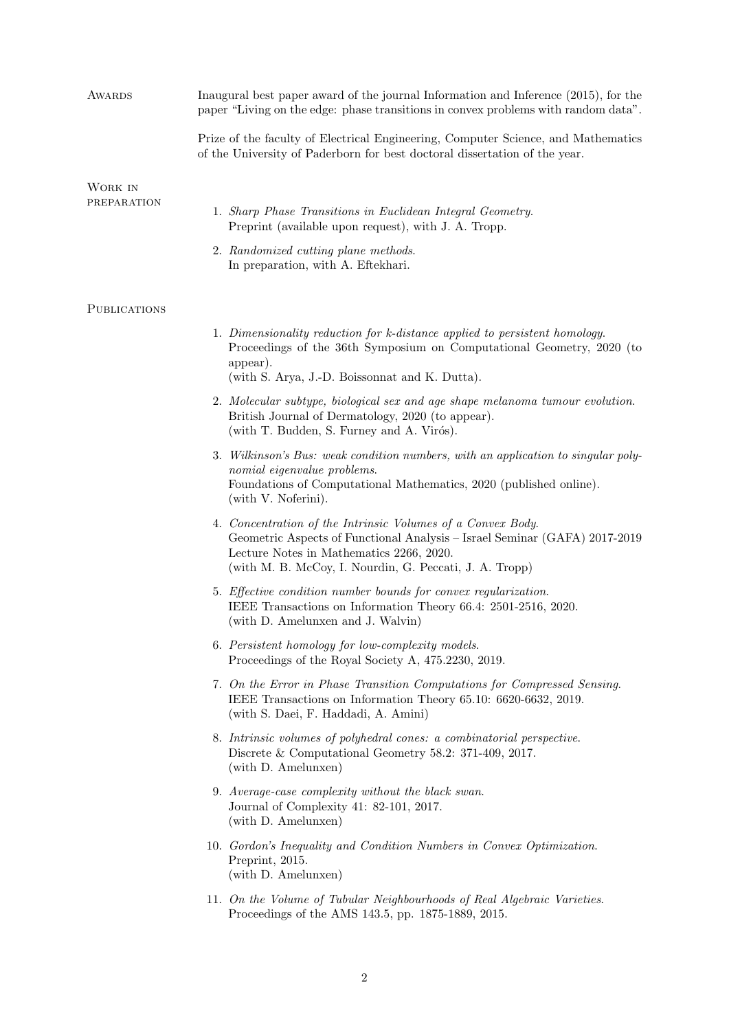## Awards

Inaugural best paper award of the journal Information and Inference (2015), for the paper “Living on the edge: phase transitions in convex problems with random data”.

Prize of the faculty of Electrical Engineering, Computer Science, and Mathematics of the University of Paderborn for best doctoral dissertation of the year.

## Work in preparation

1. *Sharp Phase Transitions in Euclidean Integral Geometry*. Preprint (available upon request), with J. A. Tropp.
2. *Randomized cutting plane methods*. In preparation, with A. Eftekhari.

## Publications

1. *Dimensionality reduction for k-distance applied to persistent homology*. Proceedings of the 36th Symposium on Computational Geometry, 2020 (to appear). (with S. Arya, J.-D. Boissonnat and K. Dutta).
2. *Molecular subtype, biological sex and age shape melanoma tumour evolution*. British Journal of Dermatology, 2020 (to appear). (with T. Budden, S. Furney and A. Virós).
3. *Wilkinson's Bus: weak condition numbers, with an application to singular polynomial eigenvalue problems*. Foundations of Computational Mathematics, 2020 (published online). (with V. Noferini).
4. *Concentration of the Intrinsic Volumes of a Convex Body*. Geometric Aspects of Functional Analysis – Israel Seminar (GAFA) 2017-2019 Lecture Notes in Mathematics 2266, 2020. (with M. B. McCoy, I. Nourdin, G. Peccati, J. A. Tropp)
5. *Effective condition number bounds for convex regularization*. IEEE Transactions on Information Theory 66.4: 2501-2516, 2020. (with D. Amelunxen and J. Walvin)
6. *Persistent homology for low-complexity models*. Proceedings of the Royal Society A, 475.2230, 2019.
7. *On the Error in Phase Transition Computations for Compressed Sensing*. IEEE Transactions on Information Theory 65.10: 6620-6632, 2019. (with S. Daei, F. Haddadi, A. Amini)
8. *Intrinsic volumes of polyhedral cones: a combinatorial perspective*. Discrete & Computational Geometry 58.2: 371-409, 2017. (with D. Amelunxen)
9. *Average-case complexity without the black swan*. Journal of Complexity 41: 82-101, 2017. (with D. Amelunxen)
10. *Gordon's Inequality and Condition Numbers in Convex Optimization*. Preprint, 2015. (with D. Amelunxen)
11. *On the Volume of Tubular Neighbourhoods of Real Algebraic Varieties*. Proceedings of the AMS 143.5, pp. 1875-1889, 2015.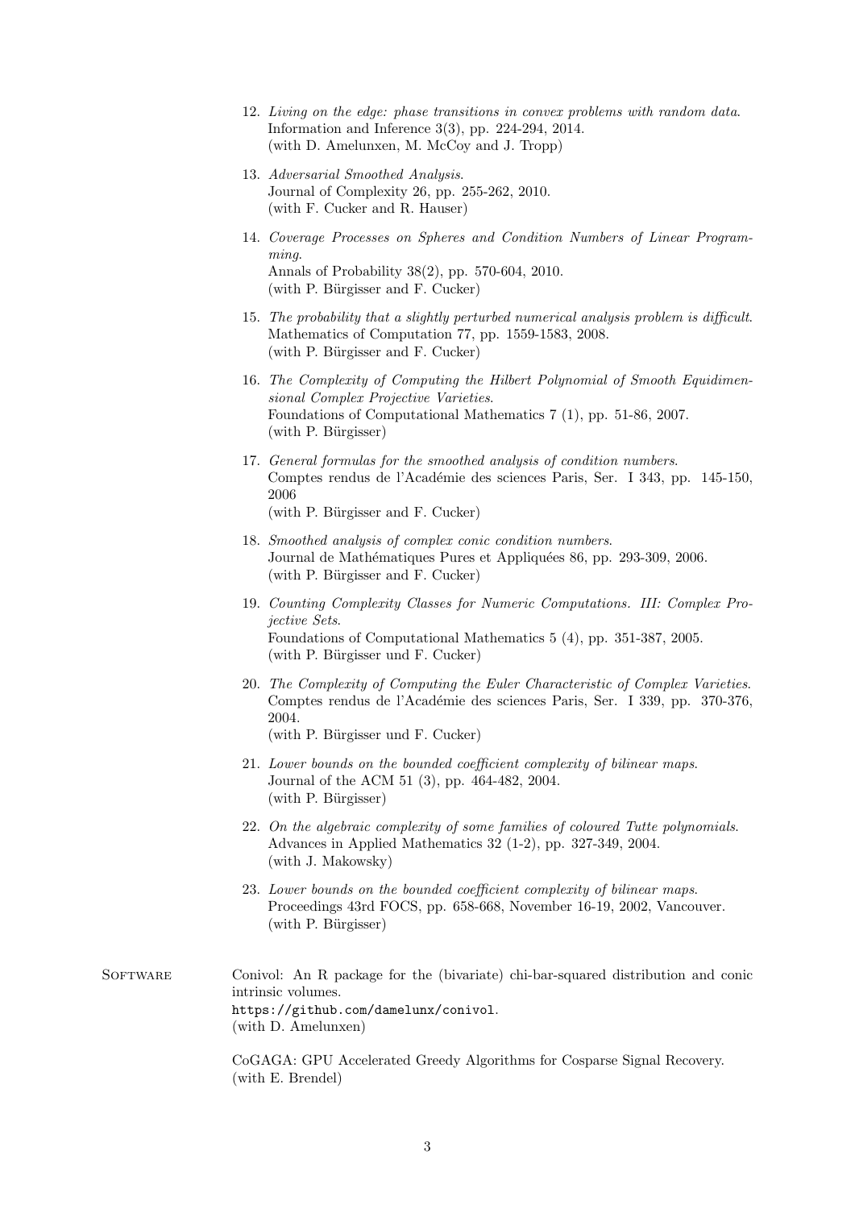12. *Living on the edge: phase transitions in convex problems with random data*.
    Information and Inference 3(3), pp. 224-294, 2014.
    (with D. Amelunxen, M. McCoy and J. Tropp)

13. *Adversarial Smoothed Analysis*.
    Journal of Complexity 26, pp. 255-262, 2010.
    (with F. Cucker and R. Hauser)

14. *Coverage Processes on Spheres and Condition Numbers of Linear Programming*.
    Annals of Probability 38(2), pp. 570-604, 2010.
    (with P. Bürgisser and F. Cucker)

15. *The probability that a slightly perturbed numerical analysis problem is difficult*.
    Mathematics of Computation 77, pp. 1559-1583, 2008.
    (with P. Bürgisser and F. Cucker)

16. *The Complexity of Computing the Hilbert Polynomial of Smooth Equidimensional Complex Projective Varieties*.
    Foundations of Computational Mathematics 7 (1), pp. 51-86, 2007.
    (with P. Bürgisser)

17. *General formulas for the smoothed analysis of condition numbers*.
    Comptes rendus de l'Académie des sciences Paris, Ser. I 343, pp. 145-150, 2006
    (with P. Bürgisser and F. Cucker)

18. *Smoothed analysis of complex conic condition numbers*.
    Journal de Mathématiques Pures et Appliquées 86, pp. 293-309, 2006.
    (with P. Bürgisser and F. Cucker)

19. *Counting Complexity Classes for Numeric Computations. III: Complex Projective Sets*.
    Foundations of Computational Mathematics 5 (4), pp. 351-387, 2005.
    (with P. Bürgisser und F. Cucker)

20. *The Complexity of Computing the Euler Characteristic of Complex Varieties*.
    Comptes rendus de l'Académie des sciences Paris, Ser. I 339, pp. 370-376, 2004.
    (with P. Bürgisser und F. Cucker)

21. *Lower bounds on the bounded coefficient complexity of bilinear maps*.
    Journal of the ACM 51 (3), pp. 464-482, 2004.
    (with P. Bürgisser)

22. *On the algebraic complexity of some families of coloured Tutte polynomials*.
    Advances in Applied Mathematics 32 (1-2), pp. 327-349, 2004.
    (with J. Makowsky)

23. *Lower bounds on the bounded coefficient complexity of bilinear maps*.
    Proceedings 43rd FOCS, pp. 658-668, November 16-19, 2002, Vancouver.
    (with P. Bürgisser)

## Software

Conivol: An R package for the (bivariate) chi-bar-squared distribution and conic intrinsic volumes.
`https://github.com/damelunx/conivol`.
(with D. Amelunxen)

CoGAGA: GPU Accelerated Greedy Algorithms for Cosparse Signal Recovery.
(with E. Brendel)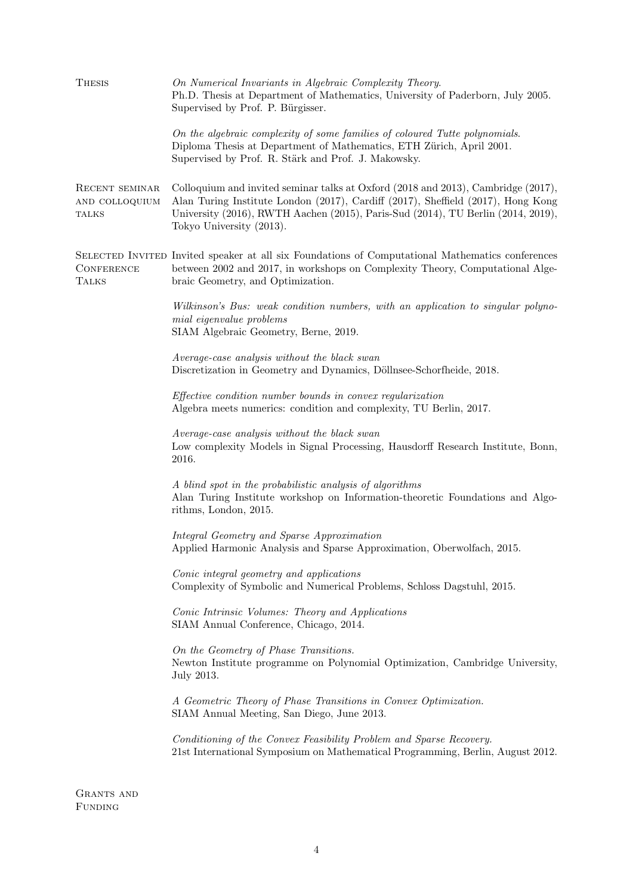## Thesis

*On Numerical Invariants in Algebraic Complexity Theory.*
Ph.D. Thesis at Department of Mathematics, University of Paderborn, July 2005.
Supervised by Prof. P. Bürgisser.

*On the algebraic complexity of some families of coloured Tutte polynomials.*
Diploma Thesis at Department of Mathematics, ETH Zürich, April 2001.
Supervised by Prof. R. Stärk and Prof. J. Makowsky.

## Recent seminar and colloquium talks

Colloquium and invited seminar talks at Oxford (2018 and 2013), Cambridge (2017), Alan Turing Institute London (2017), Cardiff (2017), Sheffield (2017), Hong Kong University (2016), RWTH Aachen (2015), Paris-Sud (2014), TU Berlin (2014, 2019), Tokyo University (2013).

## Selected Invited Conference Talks

Invited speaker at all six Foundations of Computational Mathematics conferences between 2002 and 2017, in workshops on Complexity Theory, Computational Algebraic Geometry, and Optimization.

*Wilkinson's Bus: weak condition numbers, with an application to singular polynomial eigenvalue problems*
SIAM Algebraic Geometry, Berne, 2019.

*Average-case analysis without the black swan*
Discretization in Geometry and Dynamics, Döllnsee-Schorfheide, 2018.

*Effective condition number bounds in convex regularization*
Algebra meets numerics: condition and complexity, TU Berlin, 2017.

*Average-case analysis without the black swan*
Low complexity Models in Signal Processing, Hausdorff Research Institute, Bonn, 2016.

*A blind spot in the probabilistic analysis of algorithms*
Alan Turing Institute workshop on Information-theoretic Foundations and Algorithms, London, 2015.

*Integral Geometry and Sparse Approximation*
Applied Harmonic Analysis and Sparse Approximation, Oberwolfach, 2015.

*Conic integral geometry and applications*
Complexity of Symbolic and Numerical Problems, Schloss Dagstuhl, 2015.

*Conic Intrinsic Volumes: Theory and Applications*
SIAM Annual Conference, Chicago, 2014.

*On the Geometry of Phase Transitions.*
Newton Institute programme on Polynomial Optimization, Cambridge University, July 2013.

*A Geometric Theory of Phase Transitions in Convex Optimization.*
SIAM Annual Meeting, San Diego, June 2013.

*Conditioning of the Convex Feasibility Problem and Sparse Recovery.*
21st International Symposium on Mathematical Programming, Berlin, August 2012.

## Grants and Funding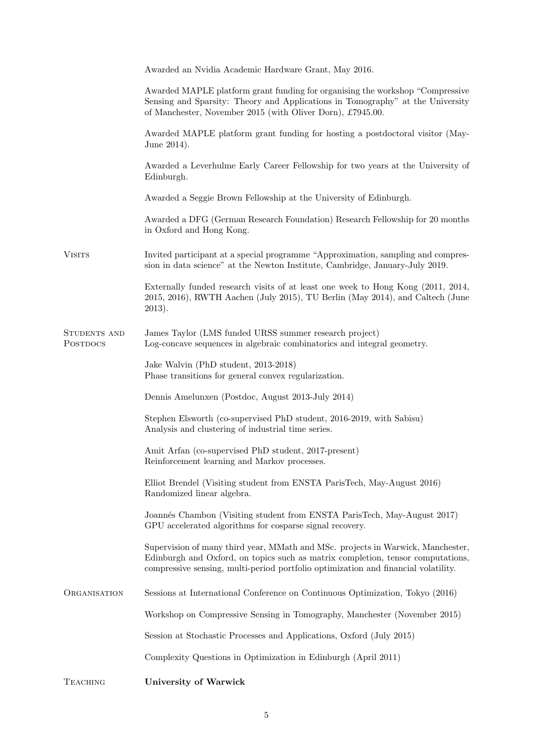Awarded an Nvidia Academic Hardware Grant, May 2016.

Awarded MAPLE platform grant funding for organising the workshop "Compressive Sensing and Sparsity: Theory and Applications in Tomography" at the University of Manchester, November 2015 (with Oliver Dorn), £7945.00.

Awarded MAPLE platform grant funding for hosting a postdoctoral visitor (May-June 2014).

Awarded a Leverhulme Early Career Fellowship for two years at the University of Edinburgh.

Awarded a Seggie Brown Fellowship at the University of Edinburgh.

Awarded a DFG (German Research Foundation) Research Fellowship for 20 months in Oxford and Hong Kong.

## Visits

Invited participant at a special programme "Approximation, sampling and compression in data science" at the Newton Institute, Cambridge, January-July 2019.

Externally funded research visits of at least one week to Hong Kong (2011, 2014, 2015, 2016), RWTH Aachen (July 2015), TU Berlin (May 2014), and Caltech (June 2013).

## Students and Postdocs

James Taylor (LMS funded URSS summer research project)
Log-concave sequences in algebraic combinatorics and integral geometry.

Jake Walvin (PhD student, 2013-2018)
Phase transitions for general convex regularization.

Dennis Amelunxen (Postdoc, August 2013-July 2014)

Stephen Elsworth (co-supervised PhD student, 2016-2019, with Sabisu)
Analysis and clustering of industrial time series.

Amit Arfan (co-supervised PhD student, 2017-present)
Reinforcement learning and Markov processes.

Elliot Brendel (Visiting student from ENSTA ParisTech, May-August 2016)
Randomized linear algebra.

Joannés Chambon (Visiting student from ENSTA ParisTech, May-August 2017)
GPU accelerated algorithms for cosparse signal recovery.

Supervision of many third year, MMath and MSc. projects in Warwick, Manchester, Edinburgh and Oxford, on topics such as matrix completion, tensor computations, compressive sensing, multi-period portfolio optimization and financial volatility.

## Organisation

Sessions at International Conference on Continuous Optimization, Tokyo (2016)

Workshop on Compressive Sensing in Tomography, Manchester (November 2015)

Session at Stochastic Processes and Applications, Oxford (July 2015)

Complexity Questions in Optimization in Edinburgh (April 2011)

## Teaching

**University of Warwick**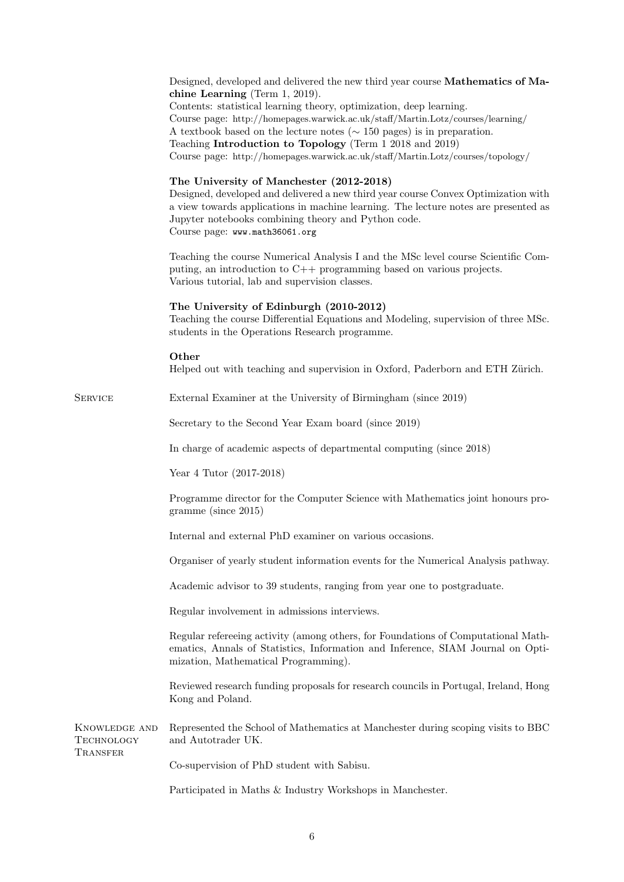Designed, developed and delivered the new third year course **Mathematics of Machine Learning** (Term 1, 2019).
Contents: statistical learning theory, optimization, deep learning.
Course page: http://homepages.warwick.ac.uk/staff/Martin.Lotz/courses/learning/
A textbook based on the lecture notes ($\sim$ 150 pages) is in preparation.
Teaching **Introduction to Topology** (Term 1 2018 and 2019)
Course page: http://homepages.warwick.ac.uk/staff/Martin.Lotz/courses/topology/

**The University of Manchester (2012-2018)**
Designed, developed and delivered a new third year course Convex Optimization with a view towards applications in machine learning. The lecture notes are presented as Jupyter notebooks combining theory and Python code.
Course page: `www.math36061.org`

Teaching the course Numerical Analysis I and the MSc level course Scientific Computing, an introduction to C++ programming based on various projects.
Various tutorial, lab and supervision classes.

**The University of Edinburgh (2010-2012)**
Teaching the course Differential Equations and Modeling, supervision of three MSc. students in the Operations Research programme.

**Other**
Helped out with teaching and supervision in Oxford, Paderborn and ETH Zürich.

## Service

External Examiner at the University of Birmingham (since 2019)

Secretary to the Second Year Exam board (since 2019)

In charge of academic aspects of departmental computing (since 2018)

Year 4 Tutor (2017-2018)

Programme director for the Computer Science with Mathematics joint honours programme (since 2015)

Internal and external PhD examiner on various occasions.

Organiser of yearly student information events for the Numerical Analysis pathway.

Academic advisor to 39 students, ranging from year one to postgraduate.

Regular involvement in admissions interviews.

Regular refereeing activity (among others, for Foundations of Computational Mathematics, Annals of Statistics, Information and Inference, SIAM Journal on Optimization, Mathematical Programming).

Reviewed research funding proposals for research councils in Portugal, Ireland, Hong Kong and Poland.

## Knowledge and Technology Transfer

Represented the School of Mathematics at Manchester during scoping visits to BBC and Autotrader UK.

Co-supervision of PhD student with Sabisu.

Participated in Maths & Industry Workshops in Manchester.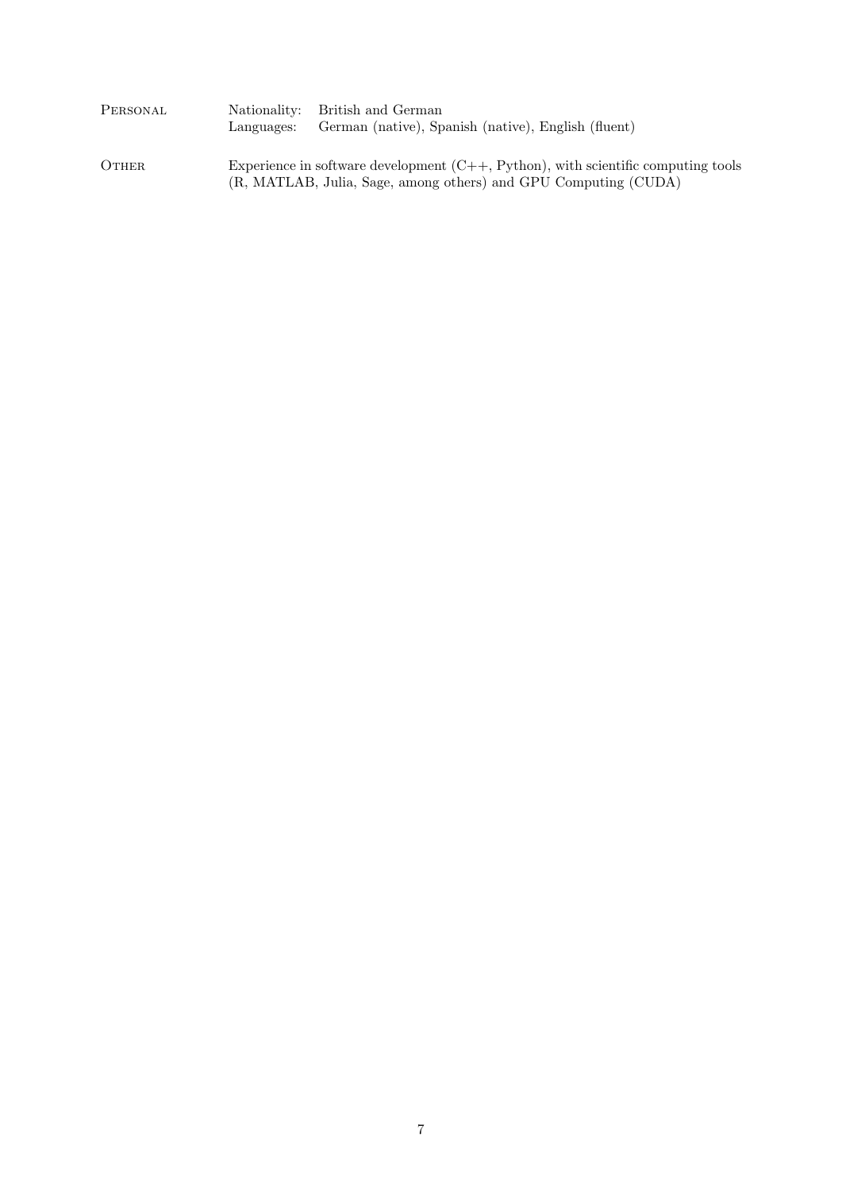## Personal

Nationality: British and German
Languages: German (native), Spanish (native), English (fluent)

## Other

Experience in software development (C++, Python), with scientific computing tools (R, MATLAB, Julia, Sage, among others) and GPU Computing (CUDA)